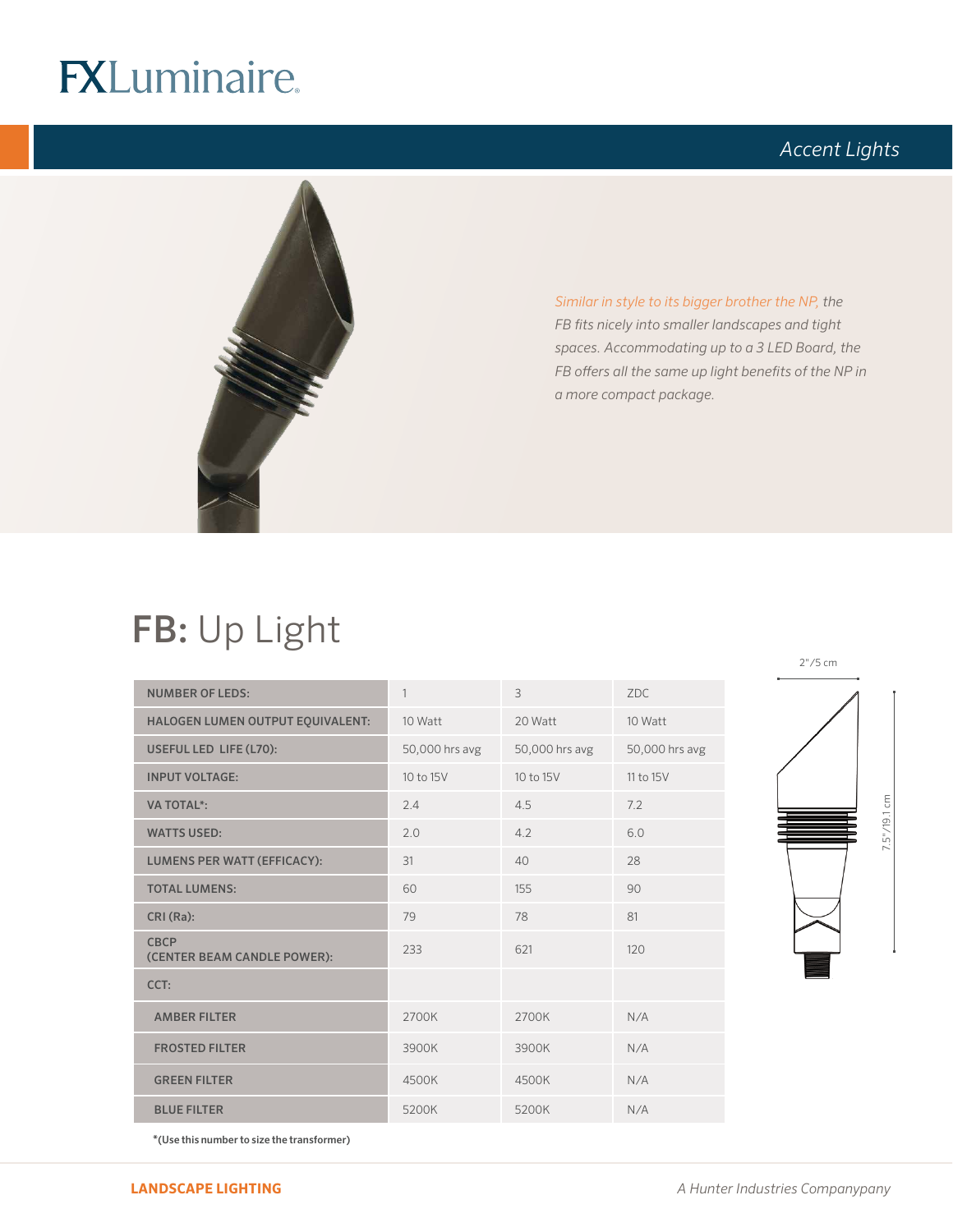# FXLuminaire

*Accent Lights*

*Similar in style to its bigger brother the NP, the FB fits nicely into smaller landscapes and tight spaces. Accommodating up to a 3 LED Board, the FB offers all the same up light benefits of the NP in a more compact package.*

## FB: Up Light

| NUMBER OF LEDS: | 1 | 3 | ZDC |
|---|---|---|---|
| HALOGEN LUMEN OUTPUT EQUIVALENT: | 10 Watt | 20 Watt | 10 Watt |
| USEFUL LED LIFE (L70): | 50,000 hrs avg | 50,000 hrs avg | 50,000 hrs avg |
| INPUT VOLTAGE: | 10 to 15V | 10 to 15V | 11 to 15V |
| VA TOTAL*: | 2.4 | 4.5 | 7.2 |
| WATTS USED: | 2.0 | 4.2 | 6.0 |
| LUMENS PER WATT (EFFICACY): | 31 | 40 | 28 |
| TOTAL LUMENS: | 60 | 155 | 90 |
| CRI (Ra): | 79 | 78 | 81 |
| CBCP (CENTER BEAM CANDLE POWER): | 233 | 621 | 120 |
| CCT: | | | |
| AMBER FILTER | 2700K | 2700K | N/A |
| FROSTED FILTER | 3900K | 3900K | N/A |
| GREEN FILTER | 4500K | 4500K | N/A |
| BLUE FILTER | 5200K | 5200K | N/A |

*(Use this number to size the transformer)

2"/5 cm

7.5"/19.1 cm

**LANDSCAPE LIGHTING**

*A Hunter Industries Companypany*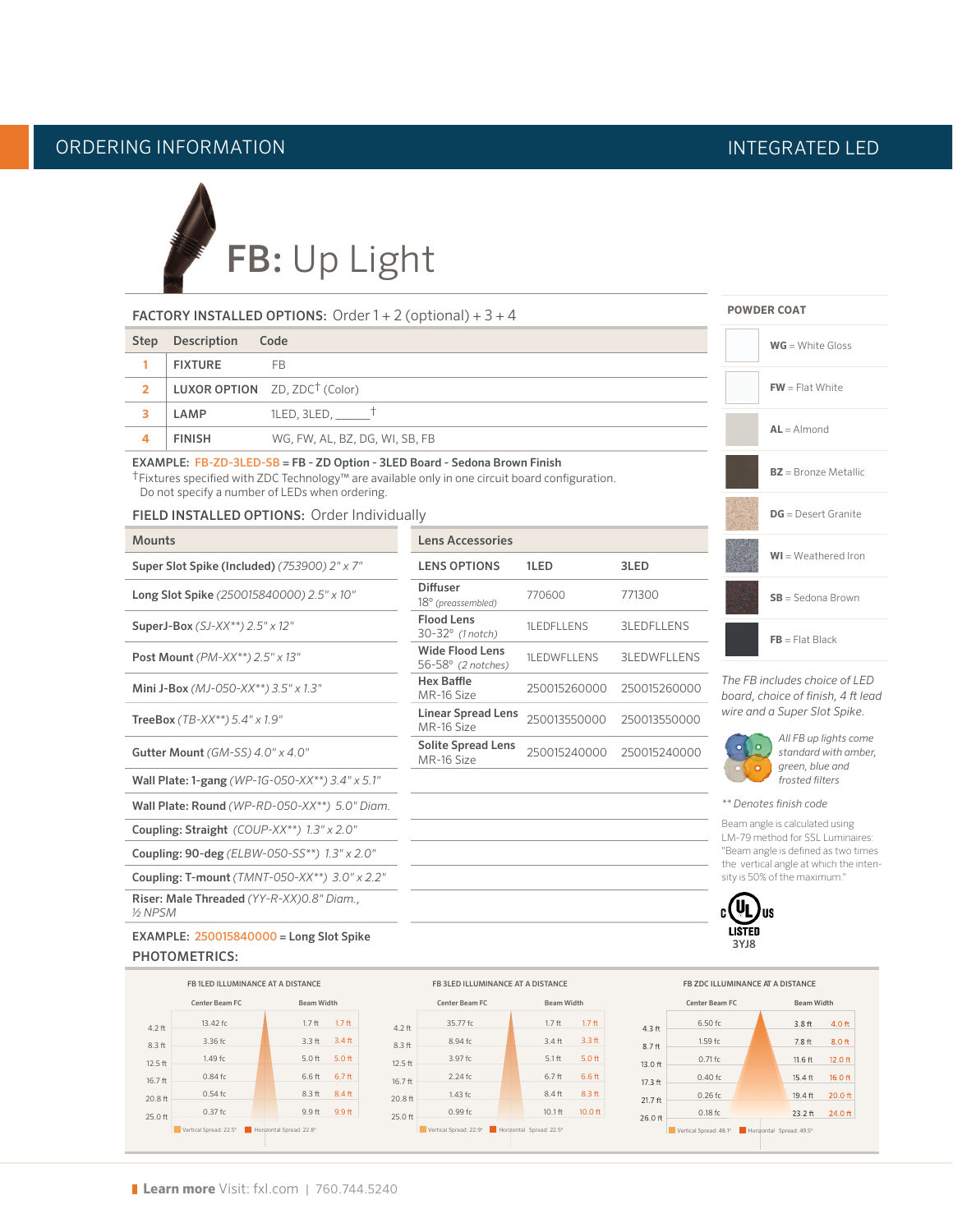## ORDERING INFORMATION

## INTEGRATED LED

# FB: Up Light

### FACTORY INSTALLED OPTIONS: Order 1 + 2 (optional) + 3 + 4

| Step | Description | Code |
|---|---|---|
| 1 | FIXTURE | FB |
| 2 | LUXOR OPTION | ZD, ZDC† (Color) |
| 3 | LAMP | 1LED, 3LED, _____† |
| 4 | FINISH | WG, FW, AL, BZ, DG, WI, SB, FB |

EXAMPLE: FB-ZD-3LED-SB = FB - ZD Option - 3LED Board - Sedona Brown Finish

†Fixtures specified with ZDC Technology™ are available only in one circuit board configuration. Do not specify a number of LEDs when ordering.

### FIELD INSTALLED OPTIONS: Order Individually

| Mounts |
|---|
| Super Slot Spike (Included) *(753900) 2" x 7"* |
| Long Slot Spike *(250015840000) 2.5" x 10"* |
| SuperJ-Box *(SJ-XX**) 2.5" x 12"* |
| Post Mount *(PM-XX**) 2.5" x 13"* |
| Mini J-Box *(MJ-050-XX**) 3.5" x 1.3"* |
| TreeBox *(TB-XX**) 5.4" x 1.9"* |
| Gutter Mount *(GM-SS) 4.0" x 4.0"* |
| Wall Plate: 1-gang *(WP-1G-050-XX**) 3.4" x 5.1"* |
| Wall Plate: Round *(WP-RD-050-XX**) 5.0" Diam.* |
| Coupling: Straight *(COUP-XX**) 1.3" x 2.0"* |
| Coupling: 90-deg *(ELBW-050-SS**) 1.3" x 2.0"* |
| Coupling: T-mount *(TMNT-050-XX**) 3.0" x 2.2"* |
| Riser: Male Threaded *(YY-R-XX)0.8" Diam., ½ NPSM* |

EXAMPLE: 250015840000 = Long Slot Spike

| Lens Accessories | | |
|---|---|---|
| LENS OPTIONS | 1LED | 3LED |
| Diffuser 18° *(preassembled)* | 770600 | 771300 |
| Flood Lens 30-32° *(1 notch)* | 1LEDFLLENS | 3LEDFLLENS |
| Wide Flood Lens 56-58° *(2 notches)* | 1LEDWFLLENS | 3LEDWFLLENS |
| Hex Baffle MR-16 Size | 250015260000 | 250015260000 |
| Linear Spread Lens MR-16 Size | 250013550000 | 250013550000 |
| Solite Spread Lens MR-16 Size | 250015240000 | 250015240000 |

### POWDER COAT

- **WG** = White Gloss
- **FW** = Flat White
- **AL** = Almond
- **BZ** = Bronze Metallic
- **DG** = Desert Granite
- **WI** = Weathered Iron
- **SB** = Sedona Brown
- **FB** = Flat Black

*The FB includes choice of LED board, choice of finish, 4 ft lead wire and a Super Slot Spike.*

*All FB up lights come standard with amber, green, blue and frosted filters*

*** Denotes finish code*

Beam angle is calculated using LM-79 method for SSL Luminaires: "Beam angle is defined as two times the vertical angle at which the intensity is 50% of the maximum."

c UL us LISTED 3YJ8

### PHOTOMETRICS:

FB 1LED ILLUMINANCE AT A DISTANCE

Center Beam FC — Beam Width

4.2 ft — 13.42 fc — 1.7 ft — 1.7 ft
8.3 ft — 3.36 fc — 3.3 ft — 3.4 ft
12.5 ft — 1.49 fc — 5.0 ft — 5.0 ft
16.7 ft — 0.84 fc — 6.6 ft — 6.7 ft
20.8 ft — 0.54 fc — 8.3 ft — 8.4 ft
25.0 ft — 0.37 fc — 9.9 ft — 9.9 ft

Vertical Spread: 22.5° — Horizontal Spread: 22.8°

FB 3LED ILLUMINANCE AT A DISTANCE

Center Beam FC — Beam Width

4.2 ft — 35.77 fc — 1.7 ft — 1.7 ft
8.3 ft — 8.94 fc — 3.4 ft — 3.3 ft
12.5 ft — 3.97 fc — 5.1 ft — 5.0 ft
16.7 ft — 2.24 fc — 6.7 ft — 6.6 ft
20.8 ft — 1.43 fc — 8.4 ft — 8.3 ft
25.0 ft — 0.99 fc — 10.1 ft — 10.0 ft

Vertical Spread: 22.9° — Horizontal Spread: 22.5°

FB ZDC ILLUMINANCE AT A DISTANCE

Center Beam FC — Beam Width

4.3 ft — 6.50 fc — 3.8 ft — 4.0 ft
8.7 ft — 1.59 fc — 7.8 ft — 8.0 ft
13.0 ft — 0.71 fc — 11.6 ft — 12.0 ft
17.3 ft — 0.40 fc — 15.4 ft — 16.0 ft
21.7 ft — 0.26 fc — 19.4 ft — 20.0 ft
26.0 ft — 0.18 fc — 23.2 ft — 24.0 ft

Vertical Spread: 48.1° — Horizontal Spread: 49.5°

**Learn more** Visit: fxl.com | 760.744.5240